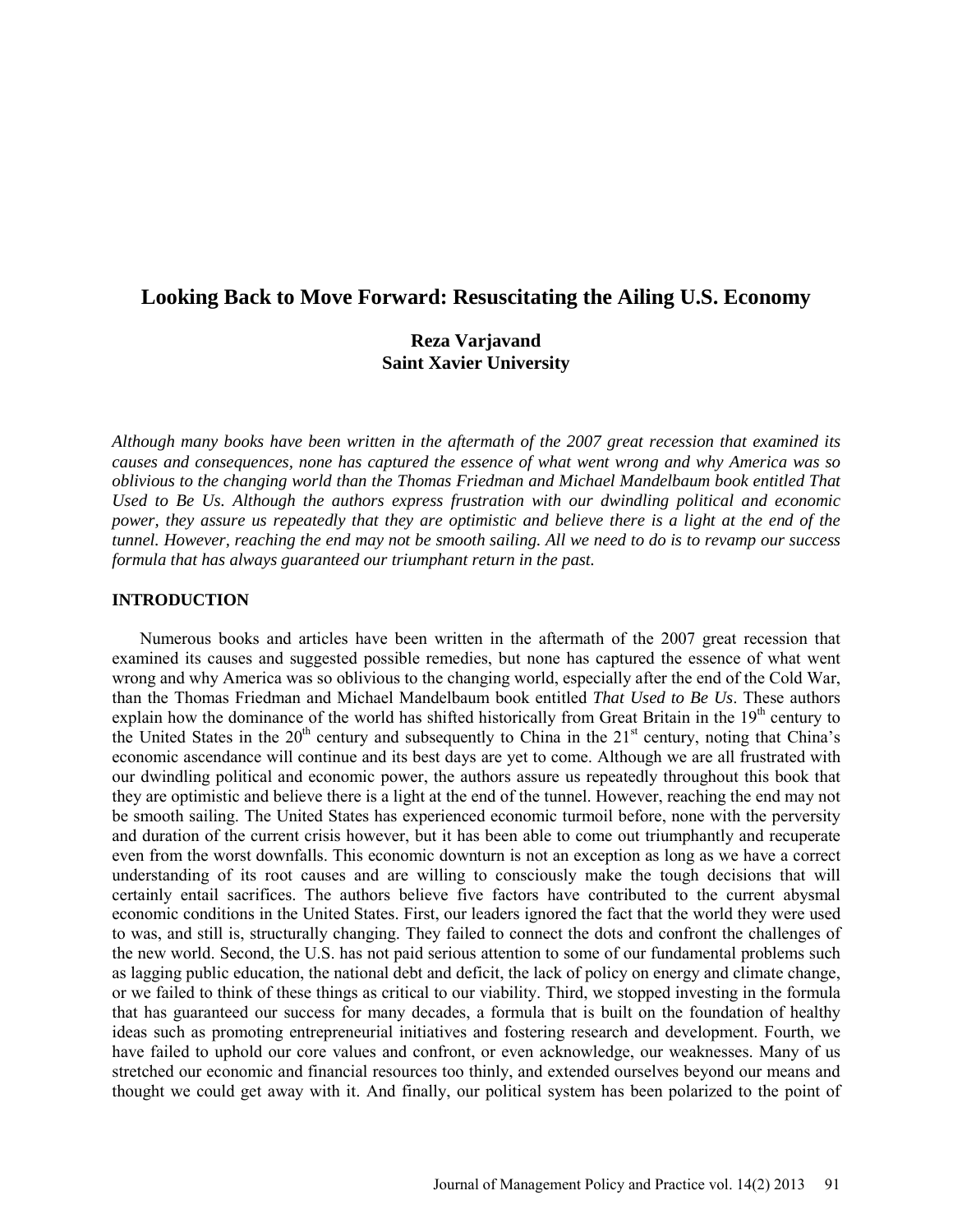# Looking Back to Move Forward: Resuscitating the Ailing U.S. Economy

**Reza Varjavand**
**Saint Xavier University**

*Although many books have been written in the aftermath of the 2007 great recession that examined its causes and consequences, none has captured the essence of what went wrong and why America was so oblivious to the changing world than the Thomas Friedman and Michael Mandelbaum book entitled That Used to Be Us. Although the authors express frustration with our dwindling political and economic power, they assure us repeatedly that they are optimistic and believe there is a light at the end of the tunnel. However, reaching the end may not be smooth sailing. All we need to do is to revamp our success formula that has always guaranteed our triumphant return in the past.*

## INTRODUCTION

Numerous books and articles have been written in the aftermath of the 2007 great recession that examined its causes and suggested possible remedies, but none has captured the essence of what went wrong and why America was so oblivious to the changing world, especially after the end of the Cold War, than the Thomas Friedman and Michael Mandelbaum book entitled *That Used to Be Us*. These authors explain how the dominance of the world has shifted historically from Great Britain in the 19th century to the United States in the 20th century and subsequently to China in the 21st century, noting that China's economic ascendance will continue and its best days are yet to come. Although we are all frustrated with our dwindling political and economic power, the authors assure us repeatedly throughout this book that they are optimistic and believe there is a light at the end of the tunnel. However, reaching the end may not be smooth sailing. The United States has experienced economic turmoil before, none with the perversity and duration of the current crisis however, but it has been able to come out triumphantly and recuperate even from the worst downfalls. This economic downturn is not an exception as long as we have a correct understanding of its root causes and are willing to consciously make the tough decisions that will certainly entail sacrifices. The authors believe five factors have contributed to the current abysmal economic conditions in the United States. First, our leaders ignored the fact that the world they were used to was, and still is, structurally changing. They failed to connect the dots and confront the challenges of the new world. Second, the U.S. has not paid serious attention to some of our fundamental problems such as lagging public education, the national debt and deficit, the lack of policy on energy and climate change, or we failed to think of these things as critical to our viability. Third, we stopped investing in the formula that has guaranteed our success for many decades, a formula that is built on the foundation of healthy ideas such as promoting entrepreneurial initiatives and fostering research and development. Fourth, we have failed to uphold our core values and confront, or even acknowledge, our weaknesses. Many of us stretched our economic and financial resources too thinly, and extended ourselves beyond our means and thought we could get away with it. And finally, our political system has been polarized to the point of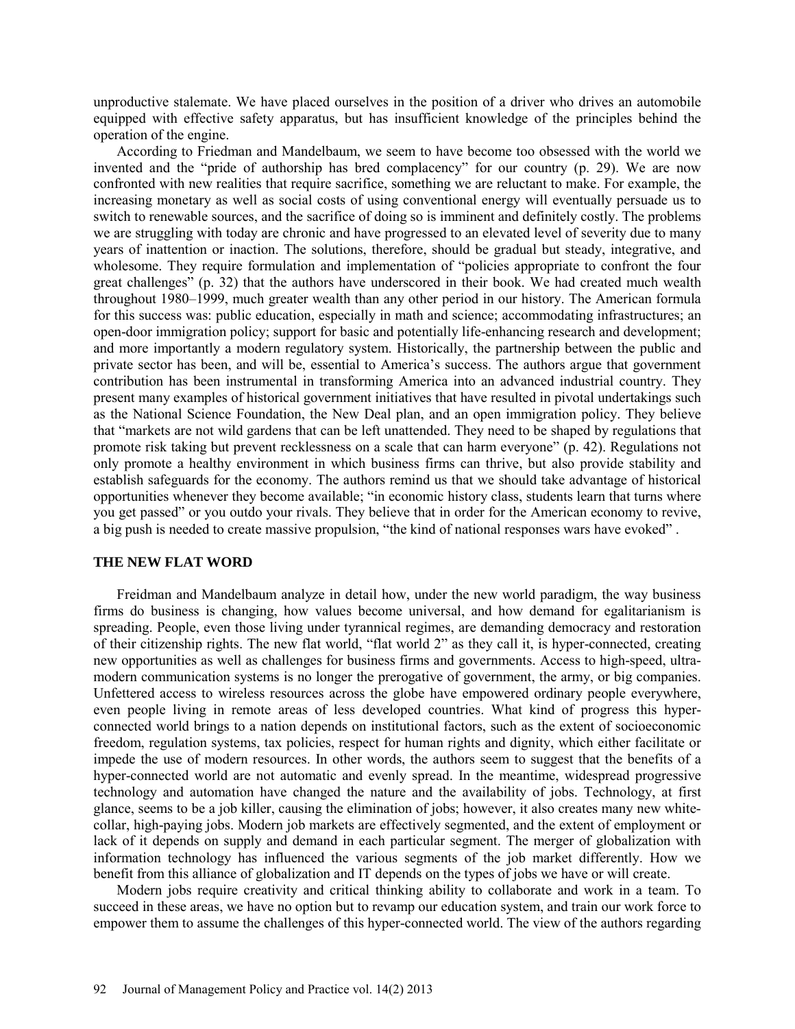unproductive stalemate. We have placed ourselves in the position of a driver who drives an automobile equipped with effective safety apparatus, but has insufficient knowledge of the principles behind the operation of the engine.

According to Friedman and Mandelbaum, we seem to have become too obsessed with the world we invented and the "pride of authorship has bred complacency" for our country (p. 29). We are now confronted with new realities that require sacrifice, something we are reluctant to make. For example, the increasing monetary as well as social costs of using conventional energy will eventually persuade us to switch to renewable sources, and the sacrifice of doing so is imminent and definitely costly. The problems we are struggling with today are chronic and have progressed to an elevated level of severity due to many years of inattention or inaction. The solutions, therefore, should be gradual but steady, integrative, and wholesome. They require formulation and implementation of "policies appropriate to confront the four great challenges" (p. 32) that the authors have underscored in their book. We had created much wealth throughout 1980–1999, much greater wealth than any other period in our history. The American formula for this success was: public education, especially in math and science; accommodating infrastructures; an open-door immigration policy; support for basic and potentially life-enhancing research and development; and more importantly a modern regulatory system. Historically, the partnership between the public and private sector has been, and will be, essential to America's success. The authors argue that government contribution has been instrumental in transforming America into an advanced industrial country. They present many examples of historical government initiatives that have resulted in pivotal undertakings such as the National Science Foundation, the New Deal plan, and an open immigration policy. They believe that "markets are not wild gardens that can be left unattended. They need to be shaped by regulations that promote risk taking but prevent recklessness on a scale that can harm everyone" (p. 42). Regulations not only promote a healthy environment in which business firms can thrive, but also provide stability and establish safeguards for the economy. The authors remind us that we should take advantage of historical opportunities whenever they become available; "in economic history class, students learn that turns where you get passed" or you outdo your rivals. They believe that in order for the American economy to revive, a big push is needed to create massive propulsion, "the kind of national responses wars have evoked" .

## THE NEW FLAT WORD

Freidman and Mandelbaum analyze in detail how, under the new world paradigm, the way business firms do business is changing, how values become universal, and how demand for egalitarianism is spreading. People, even those living under tyrannical regimes, are demanding democracy and restoration of their citizenship rights. The new flat world, "flat world 2" as they call it, is hyper-connected, creating new opportunities as well as challenges for business firms and governments. Access to high-speed, ultra-modern communication systems is no longer the prerogative of government, the army, or big companies. Unfettered access to wireless resources across the globe have empowered ordinary people everywhere, even people living in remote areas of less developed countries. What kind of progress this hyper-connected world brings to a nation depends on institutional factors, such as the extent of socioeconomic freedom, regulation systems, tax policies, respect for human rights and dignity, which either facilitate or impede the use of modern resources. In other words, the authors seem to suggest that the benefits of a hyper-connected world are not automatic and evenly spread. In the meantime, widespread progressive technology and automation have changed the nature and the availability of jobs. Technology, at first glance, seems to be a job killer, causing the elimination of jobs; however, it also creates many new white-collar, high-paying jobs. Modern job markets are effectively segmented, and the extent of employment or lack of it depends on supply and demand in each particular segment. The merger of globalization with information technology has influenced the various segments of the job market differently. How we benefit from this alliance of globalization and IT depends on the types of jobs we have or will create.

Modern jobs require creativity and critical thinking ability to collaborate and work in a team. To succeed in these areas, we have no option but to revamp our education system, and train our work force to empower them to assume the challenges of this hyper-connected world. The view of the authors regarding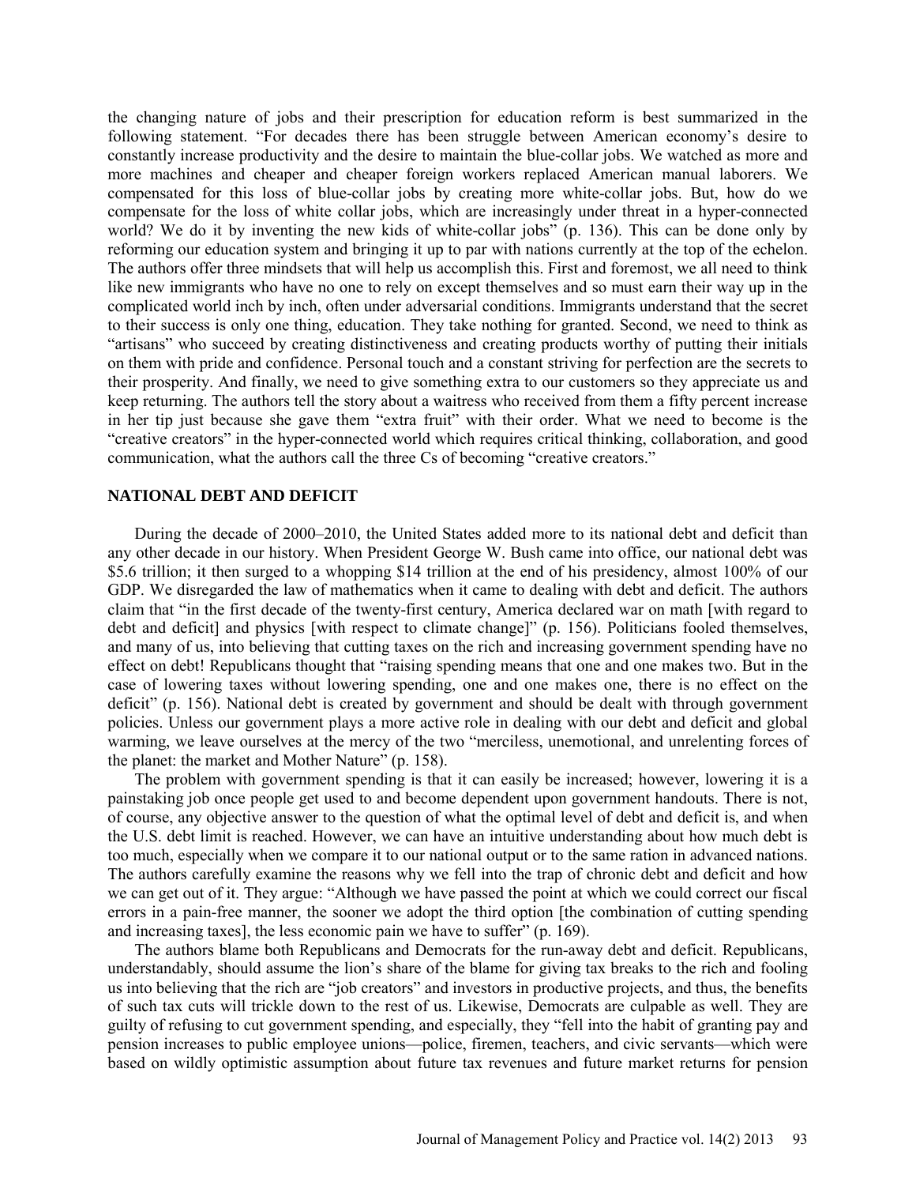the changing nature of jobs and their prescription for education reform is best summarized in the following statement. "For decades there has been struggle between American economy's desire to constantly increase productivity and the desire to maintain the blue-collar jobs. We watched as more and more machines and cheaper and cheaper foreign workers replaced American manual laborers. We compensated for this loss of blue-collar jobs by creating more white-collar jobs. But, how do we compensate for the loss of white collar jobs, which are increasingly under threat in a hyper-connected world? We do it by inventing the new kids of white-collar jobs" (p. 136). This can be done only by reforming our education system and bringing it up to par with nations currently at the top of the echelon. The authors offer three mindsets that will help us accomplish this. First and foremost, we all need to think like new immigrants who have no one to rely on except themselves and so must earn their way up in the complicated world inch by inch, often under adversarial conditions. Immigrants understand that the secret to their success is only one thing, education. They take nothing for granted. Second, we need to think as "artisans" who succeed by creating distinctiveness and creating products worthy of putting their initials on them with pride and confidence. Personal touch and a constant striving for perfection are the secrets to their prosperity. And finally, we need to give something extra to our customers so they appreciate us and keep returning. The authors tell the story about a waitress who received from them a fifty percent increase in her tip just because she gave them "extra fruit" with their order. What we need to become is the "creative creators" in the hyper-connected world which requires critical thinking, collaboration, and good communication, what the authors call the three Cs of becoming "creative creators."

## NATIONAL DEBT AND DEFICIT

During the decade of 2000–2010, the United States added more to its national debt and deficit than any other decade in our history. When President George W. Bush came into office, our national debt was $5.6 trillion; it then surged to a whopping $14 trillion at the end of his presidency, almost 100% of our GDP. We disregarded the law of mathematics when it came to dealing with debt and deficit. The authors claim that "in the first decade of the twenty-first century, America declared war on math [with regard to debt and deficit] and physics [with respect to climate change]" (p. 156). Politicians fooled themselves, and many of us, into believing that cutting taxes on the rich and increasing government spending have no effect on debt! Republicans thought that "raising spending means that one and one makes two. But in the case of lowering taxes without lowering spending, one and one makes one, there is no effect on the deficit" (p. 156). National debt is created by government and should be dealt with through government policies. Unless our government plays a more active role in dealing with our debt and deficit and global warming, we leave ourselves at the mercy of the two "merciless, unemotional, and unrelenting forces of the planet: the market and Mother Nature" (p. 158).

The problem with government spending is that it can easily be increased; however, lowering it is a painstaking job once people get used to and become dependent upon government handouts. There is not, of course, any objective answer to the question of what the optimal level of debt and deficit is, and when the U.S. debt limit is reached. However, we can have an intuitive understanding about how much debt is too much, especially when we compare it to our national output or to the same ration in advanced nations. The authors carefully examine the reasons why we fell into the trap of chronic debt and deficit and how we can get out of it. They argue: "Although we have passed the point at which we could correct our fiscal errors in a pain-free manner, the sooner we adopt the third option [the combination of cutting spending and increasing taxes], the less economic pain we have to suffer" (p. 169).

The authors blame both Republicans and Democrats for the run-away debt and deficit. Republicans, understandably, should assume the lion's share of the blame for giving tax breaks to the rich and fooling us into believing that the rich are "job creators" and investors in productive projects, and thus, the benefits of such tax cuts will trickle down to the rest of us. Likewise, Democrats are culpable as well. They are guilty of refusing to cut government spending, and especially, they "fell into the habit of granting pay and pension increases to public employee unions—police, firemen, teachers, and civic servants—which were based on wildly optimistic assumption about future tax revenues and future market returns for pension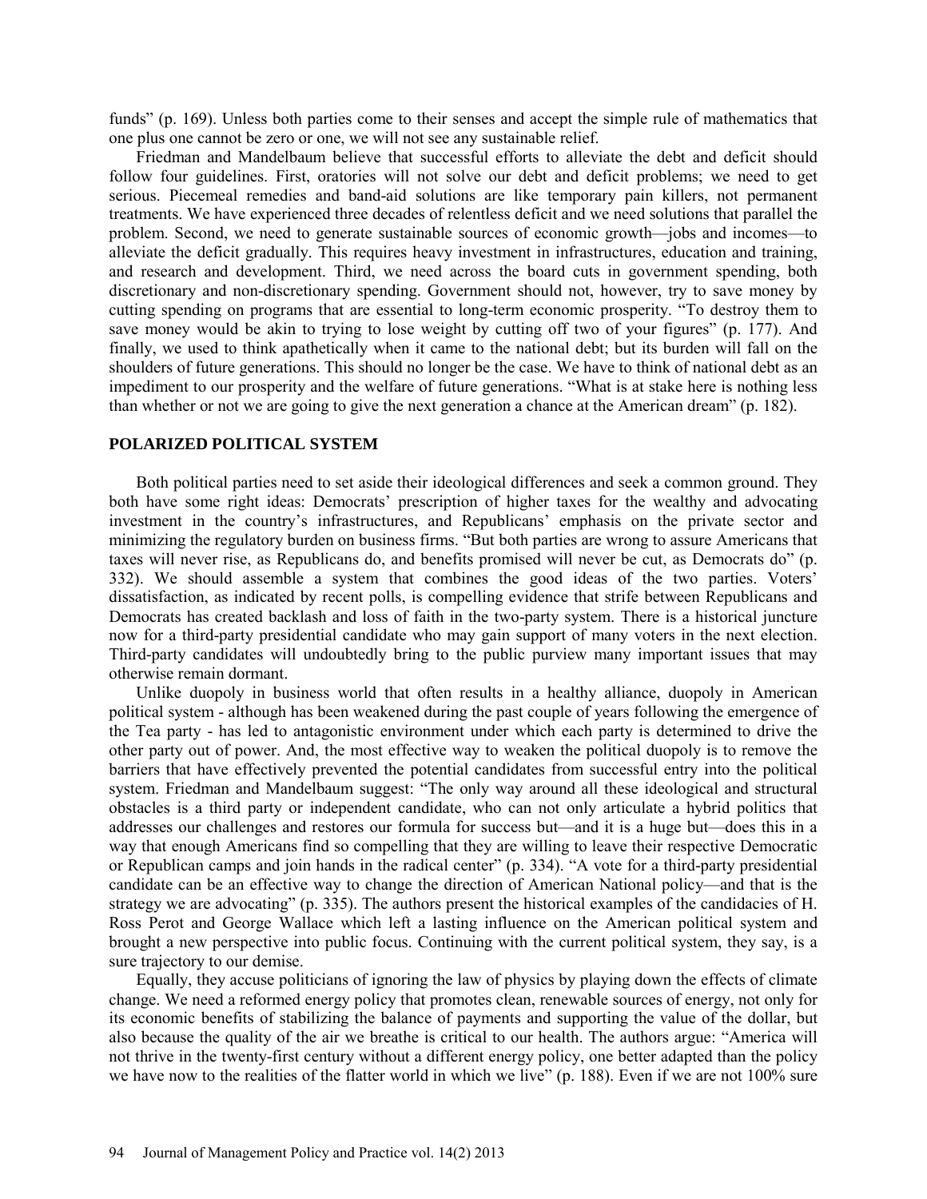funds" (p. 169). Unless both parties come to their senses and accept the simple rule of mathematics that one plus one cannot be zero or one, we will not see any sustainable relief.

Friedman and Mandelbaum believe that successful efforts to alleviate the debt and deficit should follow four guidelines. First, oratories will not solve our debt and deficit problems; we need to get serious. Piecemeal remedies and band-aid solutions are like temporary pain killers, not permanent treatments. We have experienced three decades of relentless deficit and we need solutions that parallel the problem. Second, we need to generate sustainable sources of economic growth—jobs and incomes—to alleviate the deficit gradually. This requires heavy investment in infrastructures, education and training, and research and development. Third, we need across the board cuts in government spending, both discretionary and non-discretionary spending. Government should not, however, try to save money by cutting spending on programs that are essential to long-term economic prosperity. "To destroy them to save money would be akin to trying to lose weight by cutting off two of your figures" (p. 177). And finally, we used to think apathetically when it came to the national debt; but its burden will fall on the shoulders of future generations. This should no longer be the case. We have to think of national debt as an impediment to our prosperity and the welfare of future generations. "What is at stake here is nothing less than whether or not we are going to give the next generation a chance at the American dream" (p. 182).

## POLARIZED POLITICAL SYSTEM

Both political parties need to set aside their ideological differences and seek a common ground. They both have some right ideas: Democrats' prescription of higher taxes for the wealthy and advocating investment in the country's infrastructures, and Republicans' emphasis on the private sector and minimizing the regulatory burden on business firms. "But both parties are wrong to assure Americans that taxes will never rise, as Republicans do, and benefits promised will never be cut, as Democrats do" (p. 332). We should assemble a system that combines the good ideas of the two parties. Voters' dissatisfaction, as indicated by recent polls, is compelling evidence that strife between Republicans and Democrats has created backlash and loss of faith in the two-party system. There is a historical juncture now for a third-party presidential candidate who may gain support of many voters in the next election. Third-party candidates will undoubtedly bring to the public purview many important issues that may otherwise remain dormant.

Unlike duopoly in business world that often results in a healthy alliance, duopoly in American political system - although has been weakened during the past couple of years following the emergence of the Tea party - has led to antagonistic environment under which each party is determined to drive the other party out of power. And, the most effective way to weaken the political duopoly is to remove the barriers that have effectively prevented the potential candidates from successful entry into the political system. Friedman and Mandelbaum suggest: "The only way around all these ideological and structural obstacles is a third party or independent candidate, who can not only articulate a hybrid politics that addresses our challenges and restores our formula for success but—and it is a huge but—does this in a way that enough Americans find so compelling that they are willing to leave their respective Democratic or Republican camps and join hands in the radical center" (p. 334). "A vote for a third-party presidential candidate can be an effective way to change the direction of American National policy—and that is the strategy we are advocating" (p. 335). The authors present the historical examples of the candidacies of H. Ross Perot and George Wallace which left a lasting influence on the American political system and brought a new perspective into public focus. Continuing with the current political system, they say, is a sure trajectory to our demise.

Equally, they accuse politicians of ignoring the law of physics by playing down the effects of climate change. We need a reformed energy policy that promotes clean, renewable sources of energy, not only for its economic benefits of stabilizing the balance of payments and supporting the value of the dollar, but also because the quality of the air we breathe is critical to our health. The authors argue: "America will not thrive in the twenty-first century without a different energy policy, one better adapted than the policy we have now to the realities of the flatter world in which we live" (p. 188). Even if we are not 100% sure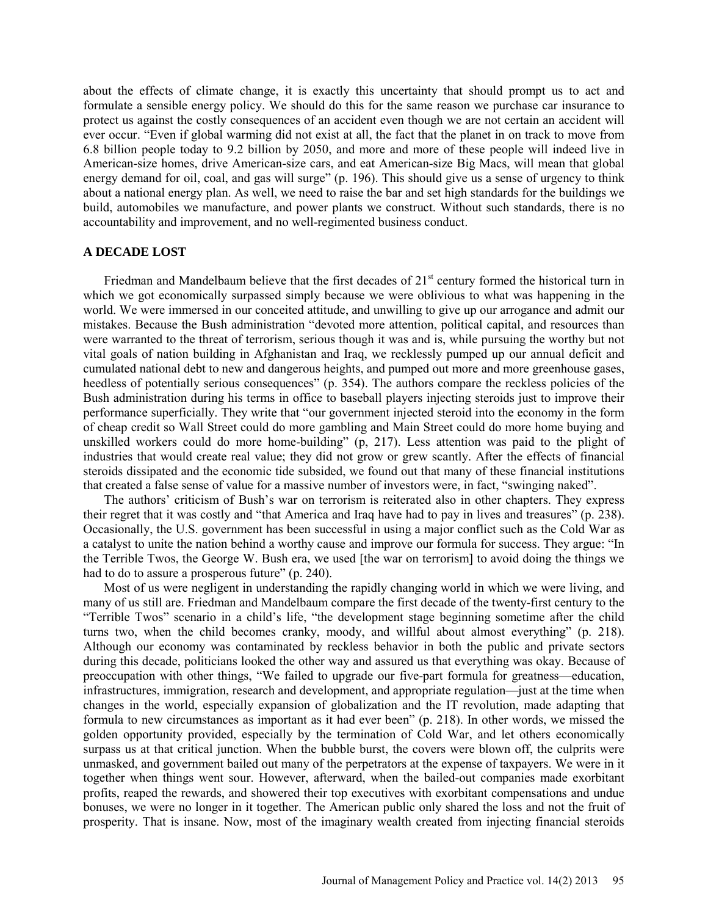about the effects of climate change, it is exactly this uncertainty that should prompt us to act and formulate a sensible energy policy. We should do this for the same reason we purchase car insurance to protect us against the costly consequences of an accident even though we are not certain an accident will ever occur. "Even if global warming did not exist at all, the fact that the planet in on track to move from 6.8 billion people today to 9.2 billion by 2050, and more and more of these people will indeed live in American-size homes, drive American-size cars, and eat American-size Big Macs, will mean that global energy demand for oil, coal, and gas will surge" (p. 196). This should give us a sense of urgency to think about a national energy plan. As well, we need to raise the bar and set high standards for the buildings we build, automobiles we manufacture, and power plants we construct. Without such standards, there is no accountability and improvement, and no well-regimented business conduct.

## A DECADE LOST

Friedman and Mandelbaum believe that the first decades of 21st century formed the historical turn in which we got economically surpassed simply because we were oblivious to what was happening in the world. We were immersed in our conceited attitude, and unwilling to give up our arrogance and admit our mistakes. Because the Bush administration "devoted more attention, political capital, and resources than were warranted to the threat of terrorism, serious though it was and is, while pursuing the worthy but not vital goals of nation building in Afghanistan and Iraq, we recklessly pumped up our annual deficit and cumulated national debt to new and dangerous heights, and pumped out more and more greenhouse gases, heedless of potentially serious consequences" (p. 354). The authors compare the reckless policies of the Bush administration during his terms in office to baseball players injecting steroids just to improve their performance superficially. They write that "our government injected steroid into the economy in the form of cheap credit so Wall Street could do more gambling and Main Street could do more home buying and unskilled workers could do more home-building" (p, 217). Less attention was paid to the plight of industries that would create real value; they did not grow or grew scantly. After the effects of financial steroids dissipated and the economic tide subsided, we found out that many of these financial institutions that created a false sense of value for a massive number of investors were, in fact, "swinging naked".

The authors' criticism of Bush's war on terrorism is reiterated also in other chapters. They express their regret that it was costly and "that America and Iraq have had to pay in lives and treasures" (p. 238). Occasionally, the U.S. government has been successful in using a major conflict such as the Cold War as a catalyst to unite the nation behind a worthy cause and improve our formula for success. They argue: "In the Terrible Twos, the George W. Bush era, we used [the war on terrorism] to avoid doing the things we had to do to assure a prosperous future" (p. 240).

Most of us were negligent in understanding the rapidly changing world in which we were living, and many of us still are. Friedman and Mandelbaum compare the first decade of the twenty-first century to the "Terrible Twos" scenario in a child's life, "the development stage beginning sometime after the child turns two, when the child becomes cranky, moody, and willful about almost everything" (p. 218). Although our economy was contaminated by reckless behavior in both the public and private sectors during this decade, politicians looked the other way and assured us that everything was okay. Because of preoccupation with other things, "We failed to upgrade our five-part formula for greatness—education, infrastructures, immigration, research and development, and appropriate regulation—just at the time when changes in the world, especially expansion of globalization and the IT revolution, made adapting that formula to new circumstances as important as it had ever been" (p. 218). In other words, we missed the golden opportunity provided, especially by the termination of Cold War, and let others economically surpass us at that critical junction. When the bubble burst, the covers were blown off, the culprits were unmasked, and government bailed out many of the perpetrators at the expense of taxpayers. We were in it together when things went sour. However, afterward, when the bailed-out companies made exorbitant profits, reaped the rewards, and showered their top executives with exorbitant compensations and undue bonuses, we were no longer in it together. The American public only shared the loss and not the fruit of prosperity. That is insane. Now, most of the imaginary wealth created from injecting financial steroids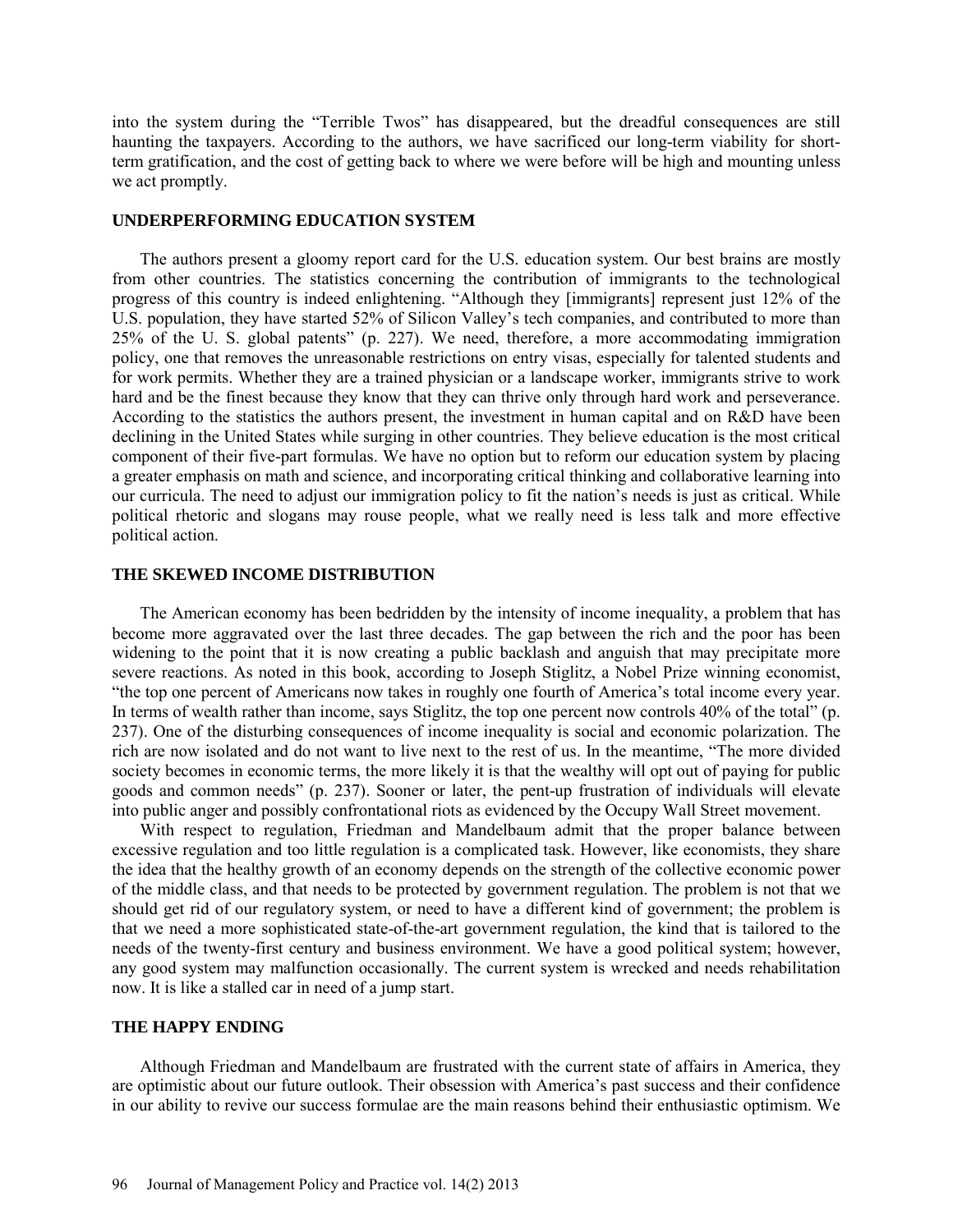into the system during the "Terrible Twos" has disappeared, but the dreadful consequences are still haunting the taxpayers. According to the authors, we have sacrificed our long-term viability for short-term gratification, and the cost of getting back to where we were before will be high and mounting unless we act promptly.

## UNDERPERFORMING EDUCATION SYSTEM

The authors present a gloomy report card for the U.S. education system. Our best brains are mostly from other countries. The statistics concerning the contribution of immigrants to the technological progress of this country is indeed enlightening. "Although they [immigrants] represent just 12% of the U.S. population, they have started 52% of Silicon Valley's tech companies, and contributed to more than 25% of the U. S. global patents" (p. 227). We need, therefore, a more accommodating immigration policy, one that removes the unreasonable restrictions on entry visas, especially for talented students and for work permits. Whether they are a trained physician or a landscape worker, immigrants strive to work hard and be the finest because they know that they can thrive only through hard work and perseverance. According to the statistics the authors present, the investment in human capital and on R&D have been declining in the United States while surging in other countries. They believe education is the most critical component of their five-part formulas. We have no option but to reform our education system by placing a greater emphasis on math and science, and incorporating critical thinking and collaborative learning into our curricula. The need to adjust our immigration policy to fit the nation's needs is just as critical. While political rhetoric and slogans may rouse people, what we really need is less talk and more effective political action.

## THE SKEWED INCOME DISTRIBUTION

The American economy has been bedridden by the intensity of income inequality, a problem that has become more aggravated over the last three decades. The gap between the rich and the poor has been widening to the point that it is now creating a public backlash and anguish that may precipitate more severe reactions. As noted in this book, according to Joseph Stiglitz, a Nobel Prize winning economist, "the top one percent of Americans now takes in roughly one fourth of America's total income every year. In terms of wealth rather than income, says Stiglitz, the top one percent now controls 40% of the total" (p. 237). One of the disturbing consequences of income inequality is social and economic polarization. The rich are now isolated and do not want to live next to the rest of us. In the meantime, "The more divided society becomes in economic terms, the more likely it is that the wealthy will opt out of paying for public goods and common needs" (p. 237). Sooner or later, the pent-up frustration of individuals will elevate into public anger and possibly confrontational riots as evidenced by the Occupy Wall Street movement.

With respect to regulation, Friedman and Mandelbaum admit that the proper balance between excessive regulation and too little regulation is a complicated task. However, like economists, they share the idea that the healthy growth of an economy depends on the strength of the collective economic power of the middle class, and that needs to be protected by government regulation. The problem is not that we should get rid of our regulatory system, or need to have a different kind of government; the problem is that we need a more sophisticated state-of-the-art government regulation, the kind that is tailored to the needs of the twenty-first century and business environment. We have a good political system; however, any good system may malfunction occasionally. The current system is wrecked and needs rehabilitation now. It is like a stalled car in need of a jump start.

## THE HAPPY ENDING

Although Friedman and Mandelbaum are frustrated with the current state of affairs in America, they are optimistic about our future outlook. Their obsession with America's past success and their confidence in our ability to revive our success formulae are the main reasons behind their enthusiastic optimism. We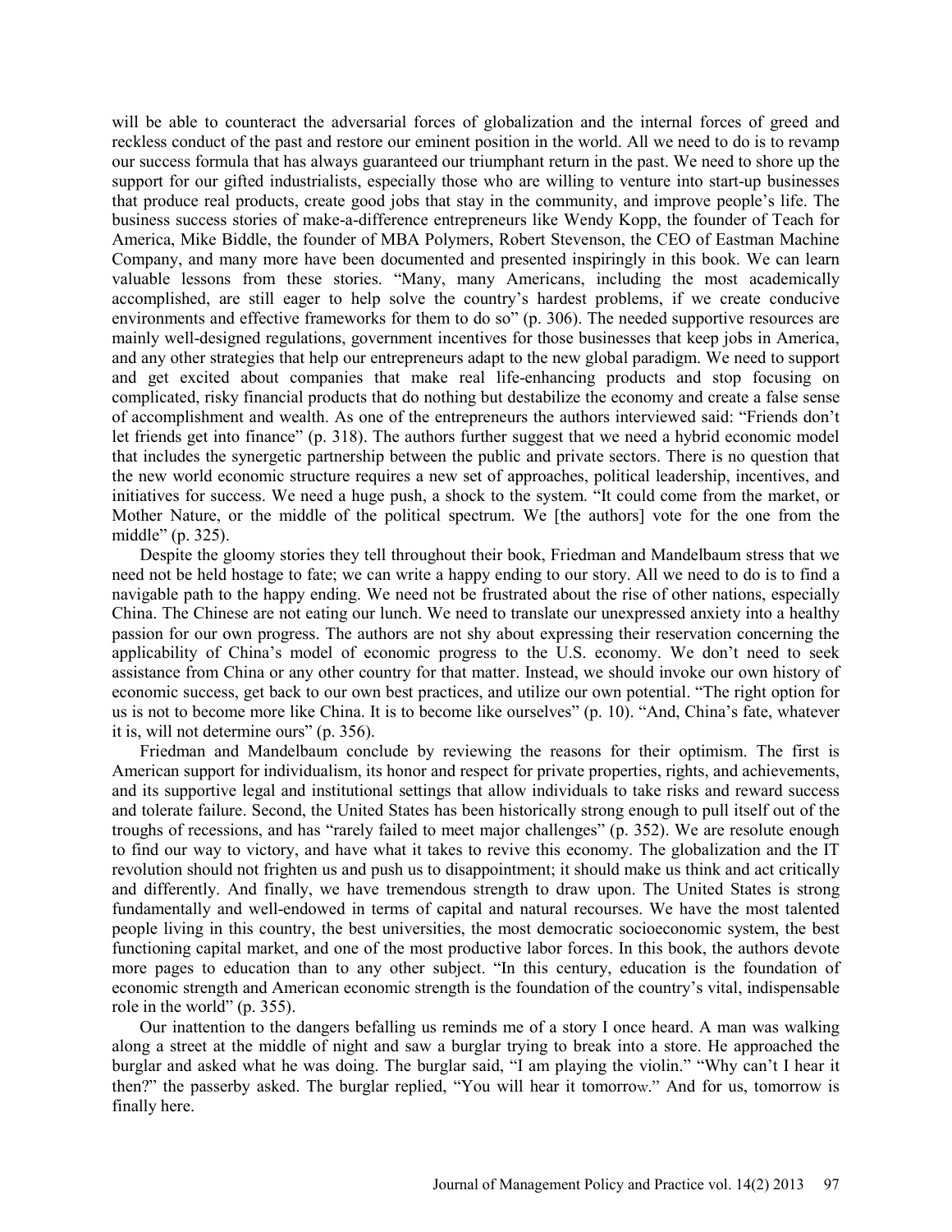will be able to counteract the adversarial forces of globalization and the internal forces of greed and reckless conduct of the past and restore our eminent position in the world. All we need to do is to revamp our success formula that has always guaranteed our triumphant return in the past. We need to shore up the support for our gifted industrialists, especially those who are willing to venture into start-up businesses that produce real products, create good jobs that stay in the community, and improve people's life. The business success stories of make-a-difference entrepreneurs like Wendy Kopp, the founder of Teach for America, Mike Biddle, the founder of MBA Polymers, Robert Stevenson, the CEO of Eastman Machine Company, and many more have been documented and presented inspiringly in this book. We can learn valuable lessons from these stories. "Many, many Americans, including the most academically accomplished, are still eager to help solve the country's hardest problems, if we create conducive environments and effective frameworks for them to do so" (p. 306). The needed supportive resources are mainly well-designed regulations, government incentives for those businesses that keep jobs in America, and any other strategies that help our entrepreneurs adapt to the new global paradigm. We need to support and get excited about companies that make real life-enhancing products and stop focusing on complicated, risky financial products that do nothing but destabilize the economy and create a false sense of accomplishment and wealth. As one of the entrepreneurs the authors interviewed said: "Friends don't let friends get into finance" (p. 318). The authors further suggest that we need a hybrid economic model that includes the synergetic partnership between the public and private sectors. There is no question that the new world economic structure requires a new set of approaches, political leadership, incentives, and initiatives for success. We need a huge push, a shock to the system. "It could come from the market, or Mother Nature, or the middle of the political spectrum. We [the authors] vote for the one from the middle" (p. 325).

Despite the gloomy stories they tell throughout their book, Friedman and Mandelbaum stress that we need not be held hostage to fate; we can write a happy ending to our story. All we need to do is to find a navigable path to the happy ending. We need not be frustrated about the rise of other nations, especially China. The Chinese are not eating our lunch. We need to translate our unexpressed anxiety into a healthy passion for our own progress. The authors are not shy about expressing their reservation concerning the applicability of China's model of economic progress to the U.S. economy. We don't need to seek assistance from China or any other country for that matter. Instead, we should invoke our own history of economic success, get back to our own best practices, and utilize our own potential. "The right option for us is not to become more like China. It is to become like ourselves" (p. 10). "And, China's fate, whatever it is, will not determine ours" (p. 356).

Friedman and Mandelbaum conclude by reviewing the reasons for their optimism. The first is American support for individualism, its honor and respect for private properties, rights, and achievements, and its supportive legal and institutional settings that allow individuals to take risks and reward success and tolerate failure. Second, the United States has been historically strong enough to pull itself out of the troughs of recessions, and has "rarely failed to meet major challenges" (p. 352). We are resolute enough to find our way to victory, and have what it takes to revive this economy. The globalization and the IT revolution should not frighten us and push us to disappointment; it should make us think and act critically and differently. And finally, we have tremendous strength to draw upon. The United States is strong fundamentally and well-endowed in terms of capital and natural recourses. We have the most talented people living in this country, the best universities, the most democratic socioeconomic system, the best functioning capital market, and one of the most productive labor forces. In this book, the authors devote more pages to education than to any other subject. "In this century, education is the foundation of economic strength and American economic strength is the foundation of the country's vital, indispensable role in the world" (p. 355).

Our inattention to the dangers befalling us reminds me of a story I once heard. A man was walking along a street at the middle of night and saw a burglar trying to break into a store. He approached the burglar and asked what he was doing. The burglar said, "I am playing the violin." "Why can't I hear it then?" the passerby asked. The burglar replied, "You will hear it tomorrow." And for us, tomorrow is finally here.